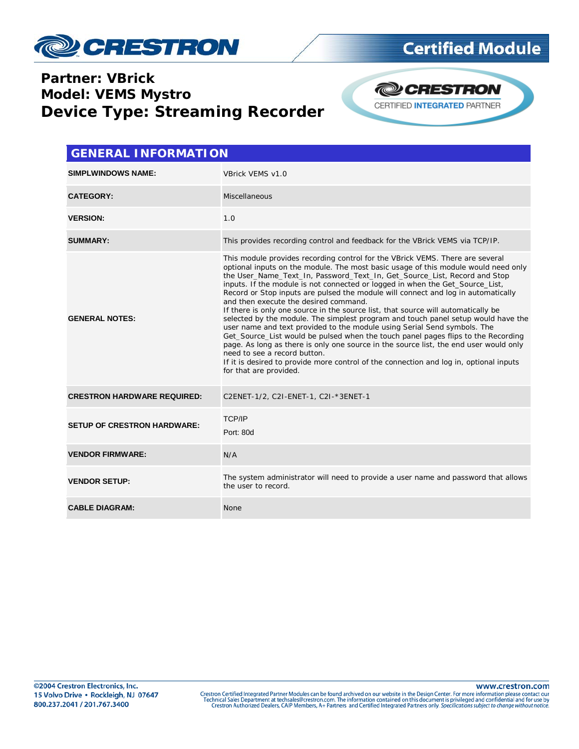# Partner: VBrick
# Model: VEMS Mystro
# Device Type: Streaming Recorder

## GENERAL INFORMATION

| | |
|---|---|
| **SIMPLWINDOWS NAME:** | VBrick VEMS v1.0 |
| **CATEGORY:** | Miscellaneous |
| **VERSION:** | 1.0 |
| **SUMMARY:** | This provides recording control and feedback for the VBrick VEMS via TCP/IP. |
| **GENERAL NOTES:** | This module provides recording control for the VBrick VEMS. There are several optional inputs on the module. The most basic usage of this module would need only the User_Name_Text_In, Password_Text_In, Get_Source_List, Record and Stop inputs. If the module is not connected or logged in when the Get_Source_List, Record or Stop inputs are pulsed the module will connect and log in automatically and then execute the desired command.<br>If there is only one source in the source list, that source will automatically be selected by the module. The simplest program and touch panel setup would have the user name and text provided to the module using Serial Send symbols. The Get_Source_List would be pulsed when the touch panel pages flips to the Recording page. As long as there is only one source in the source list, the end user would only need to see a record button.<br>If it is desired to provide more control of the connection and log in, optional inputs for that are provided. |
| **CRESTRON HARDWARE REQUIRED:** | C2ENET-1/2, C2I-ENET-1, C2I-*3ENET-1 |
| **SETUP OF CRESTRON HARDWARE:** | TCP/IP<br>Port: 80d |
| **VENDOR FIRMWARE:** | N/A |
| **VENDOR SETUP:** | The system administrator will need to provide a user name and password that allows the user to record. |
| **CABLE DIAGRAM:** | None |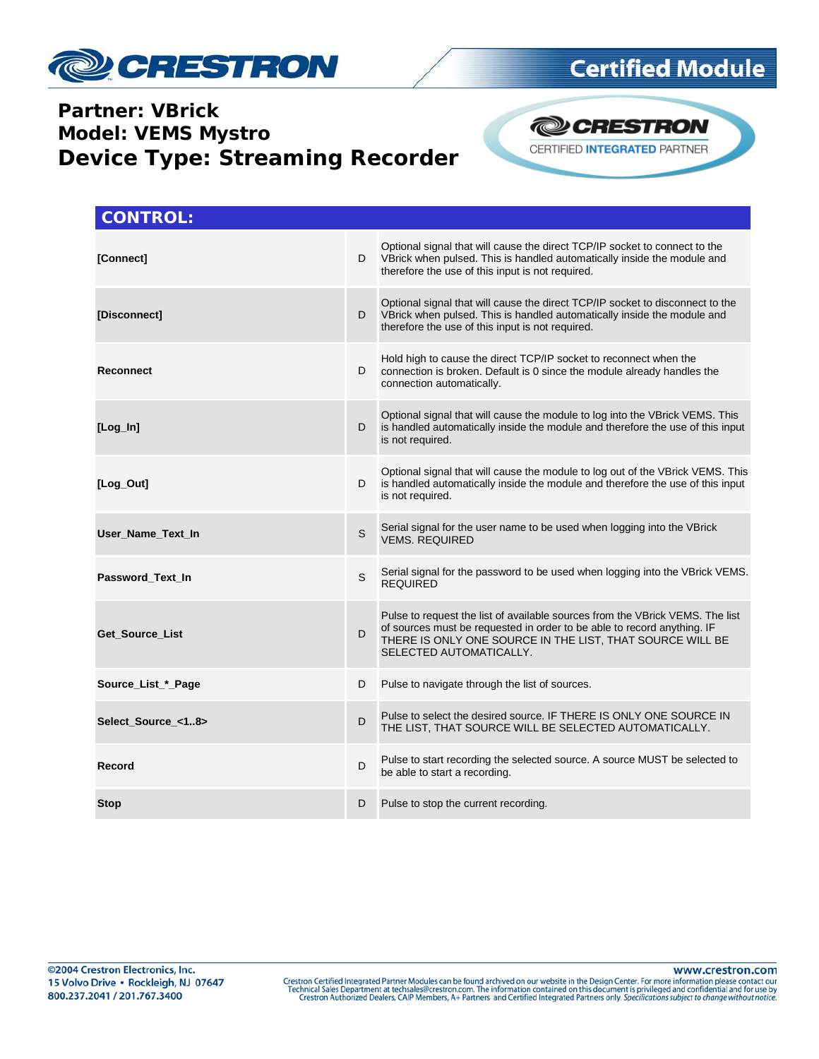Partner: VBrick
Model: VEMS Mystro
Device Type: Streaming Recorder

## CONTROL:

| | | |
|---|---|---|
| [Connect] | D | Optional signal that will cause the direct TCP/IP socket to connect to the VBrick when pulsed. This is handled automatically inside the module and therefore the use of this input is not required. |
| [Disconnect] | D | Optional signal that will cause the direct TCP/IP socket to disconnect to the VBrick when pulsed. This is handled automatically inside the module and therefore the use of this input is not required. |
| Reconnect | D | Hold high to cause the direct TCP/IP socket to reconnect when the connection is broken. Default is 0 since the module already handles the connection automatically. |
| [Log_In] | D | Optional signal that will cause the module to log into the VBrick VEMS. This is handled automatically inside the module and therefore the use of this input is not required. |
| [Log_Out] | D | Optional signal that will cause the module to log out of the VBrick VEMS. This is handled automatically inside the module and therefore the use of this input is not required. |
| User_Name_Text_In | S | Serial signal for the user name to be used when logging into the VBrick VEMS. REQUIRED |
| Password_Text_In | S | Serial signal for the password to be used when logging into the VBrick VEMS. REQUIRED |
| Get_Source_List | D | Pulse to request the list of available sources from the VBrick VEMS. The list of sources must be requested in order to be able to record anything. IF THERE IS ONLY ONE SOURCE IN THE LIST, THAT SOURCE WILL BE SELECTED AUTOMATICALLY. |
| Source_List_*_Page | D | Pulse to navigate through the list of sources. |
| Select_Source_<1..8> | D | Pulse to select the desired source. IF THERE IS ONLY ONE SOURCE IN THE LIST, THAT SOURCE WILL BE SELECTED AUTOMATICALLY. |
| Record | D | Pulse to start recording the selected source. A source MUST be selected to be able to start a recording. |
| Stop | D | Pulse to stop the current recording. |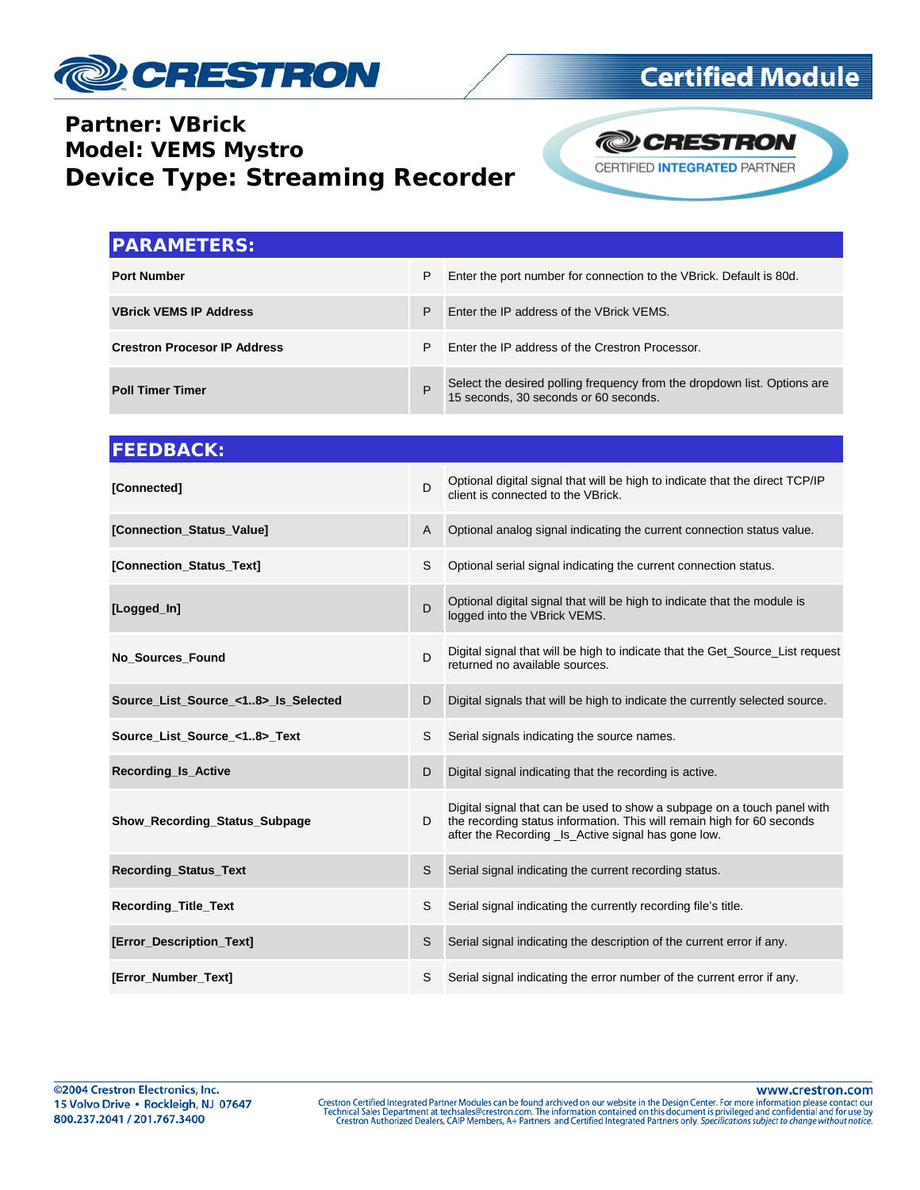Partner: VBrick
Model: VEMS Mystro
Device Type: Streaming Recorder

## PARAMETERS:

| | | |
|---|---|---|
| **Port Number** | P | Enter the port number for connection to the VBrick. Default is 80d. |
| **VBrick VEMS IP Address** | P | Enter the IP address of the VBrick VEMS. |
| **Crestron Procesor IP Address** | P | Enter the IP address of the Crestron Processor. |
| **Poll Timer Timer** | P | Select the desired polling frequency from the dropdown list. Options are 15 seconds, 30 seconds or 60 seconds. |

## FEEDBACK:

| | | |
|---|---|---|
| **[Connected]** | D | Optional digital signal that will be high to indicate that the direct TCP/IP client is connected to the VBrick. |
| **[Connection_Status_Value]** | A | Optional analog signal indicating the current connection status value. |
| **[Connection_Status_Text]** | S | Optional serial signal indicating the current connection status. |
| **[Logged_In]** | D | Optional digital signal that will be high to indicate that the module is logged into the VBrick VEMS. |
| **No_Sources_Found** | D | Digital signal that will be high to indicate that the Get_Source_List request returned no available sources. |
| **Source_List_Source_<1..8>_Is_Selected** | D | Digital signals that will be high to indicate the currently selected source. |
| **Source_List_Source_<1..8>_Text** | S | Serial signals indicating the source names. |
| **Recording_Is_Active** | D | Digital signal indicating that the recording is active. |
| **Show_Recording_Status_Subpage** | D | Digital signal that can be used to show a subpage on a touch panel with the recording status information. This will remain high for 60 seconds after the Recording _Is_Active signal has gone low. |
| **Recording_Status_Text** | S | Serial signal indicating the current recording status. |
| **Recording_Title_Text** | S | Serial signal indicating the currently recording file's title. |
| **[Error_Description_Text]** | S | Serial signal indicating the description of the current error if any. |
| **[Error_Number_Text]** | S | Serial signal indicating the error number of the current error if any. |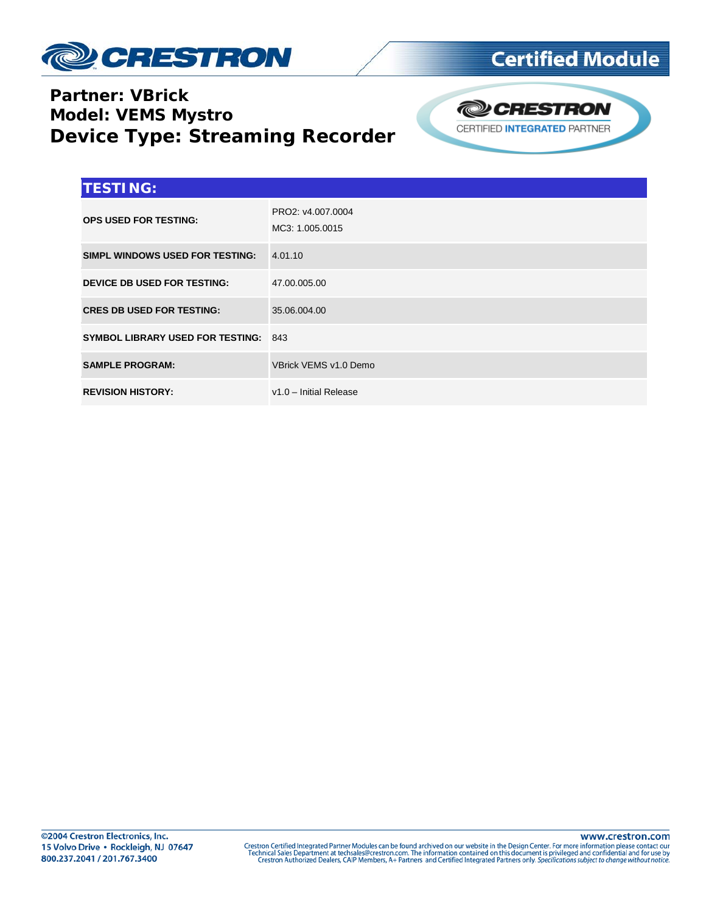**Partner: VBrick**
**Model: VEMS Mystro**
**Device Type: Streaming Recorder**

## TESTING:

| | |
|---|---|
| **OPS USED FOR TESTING:** | PRO2: v4.007.0004<br>MC3: 1.005.0015 |
| **SIMPL WINDOWS USED FOR TESTING:** | 4.01.10 |
| **DEVICE DB USED FOR TESTING:** | 47.00.005.00 |
| **CRES DB USED FOR TESTING:** | 35.06.004.00 |
| **SYMBOL LIBRARY USED FOR TESTING:** | 843 |
| **SAMPLE PROGRAM:** | VBrick VEMS v1.0 Demo |
| **REVISION HISTORY:** | v1.0 – Initial Release |